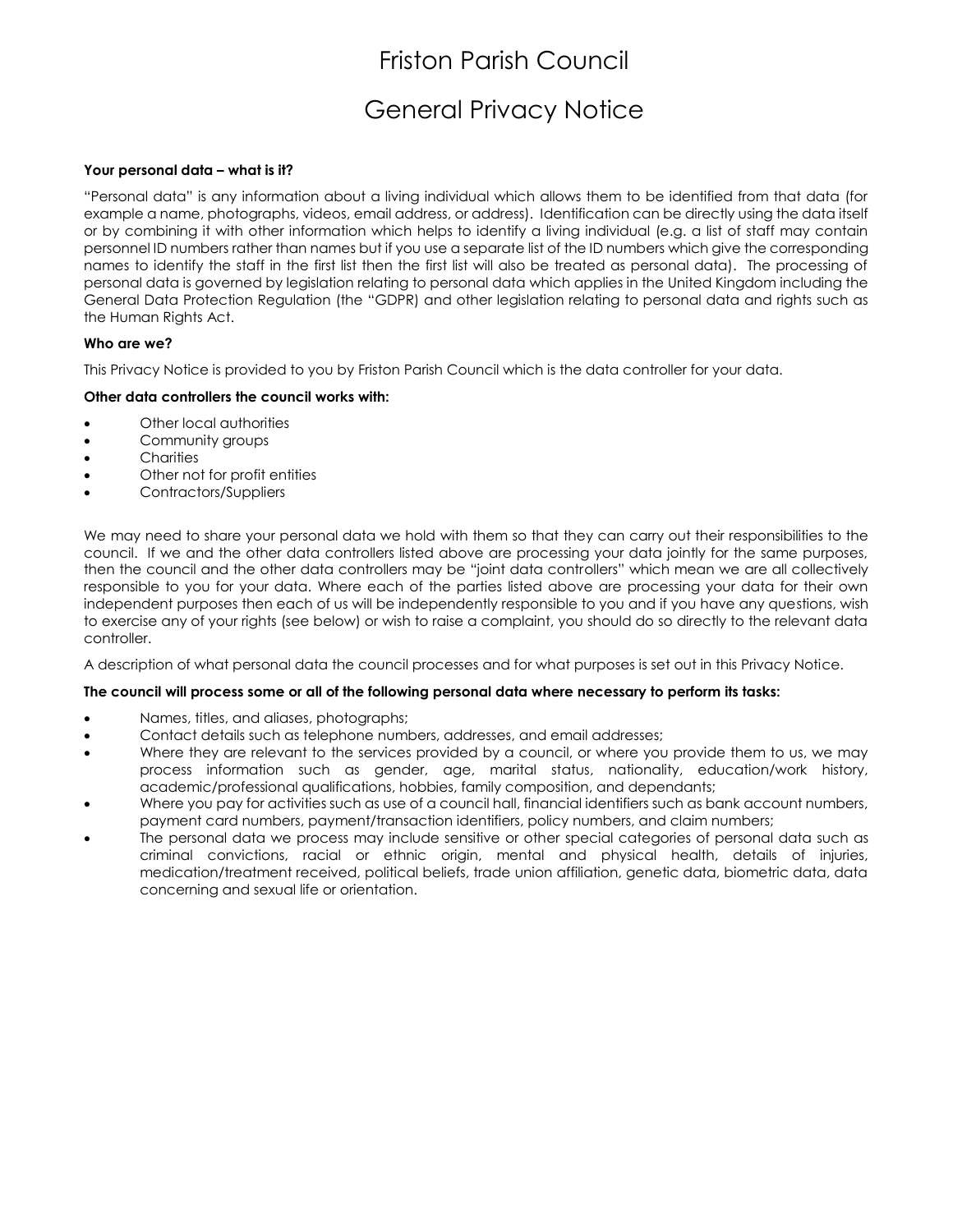# Friston Parish Council

## General Privacy Notice

**Your personal data – what is it?**

"Personal data" is any information about a living individual which allows them to be identified from that data (for example a name, photographs, videos, email address, or address). Identification can be directly using the data itself or by combining it with other information which helps to identify a living individual (e.g. a list of staff may contain personnel ID numbers rather than names but if you use a separate list of the ID numbers which give the corresponding names to identify the staff in the first list then the first list will also be treated as personal data). The processing of personal data is governed by legislation relating to personal data which applies in the United Kingdom including the General Data Protection Regulation (the "GDPR) and other legislation relating to personal data and rights such as the Human Rights Act.

**Who are we?**

This Privacy Notice is provided to you by Friston Parish Council which is the data controller for your data.

**Other data controllers the council works with:**

- Other local authorities
- Community groups
- Charities
- Other not for profit entities
- Contractors/Suppliers

We may need to share your personal data we hold with them so that they can carry out their responsibilities to the council. If we and the other data controllers listed above are processing your data jointly for the same purposes, then the council and the other data controllers may be "joint data controllers" which mean we are all collectively responsible to you for your data. Where each of the parties listed above are processing your data for their own independent purposes then each of us will be independently responsible to you and if you have any questions, wish to exercise any of your rights (see below) or wish to raise a complaint, you should do so directly to the relevant data controller.

A description of what personal data the council processes and for what purposes is set out in this Privacy Notice.

**The council will process some or all of the following personal data where necessary to perform its tasks:**

- Names, titles, and aliases, photographs;
- Contact details such as telephone numbers, addresses, and email addresses;
- Where they are relevant to the services provided by a council, or where you provide them to us, we may process information such as gender, age, marital status, nationality, education/work history, academic/professional qualifications, hobbies, family composition, and dependants;
- Where you pay for activities such as use of a council hall, financial identifiers such as bank account numbers, payment card numbers, payment/transaction identifiers, policy numbers, and claim numbers;
- The personal data we process may include sensitive or other special categories of personal data such as criminal convictions, racial or ethnic origin, mental and physical health, details of injuries, medication/treatment received, political beliefs, trade union affiliation, genetic data, biometric data, data concerning and sexual life or orientation.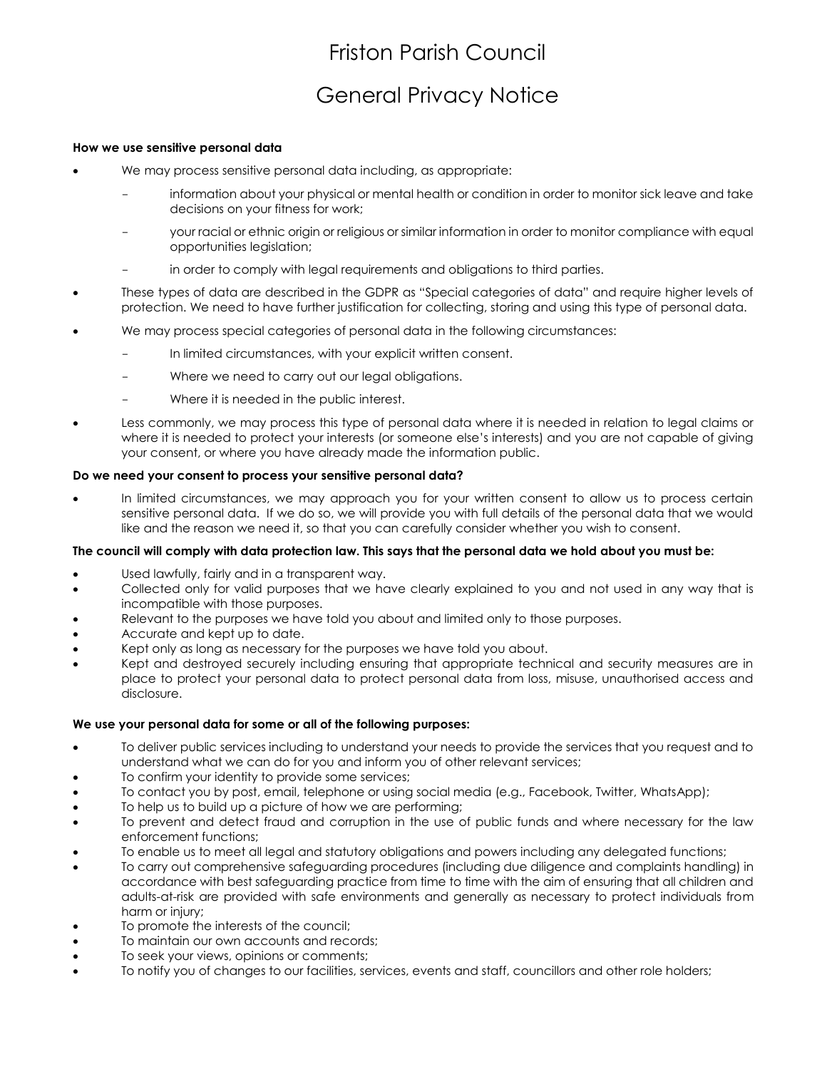# Friston Parish Council

# General Privacy Notice

**How we use sensitive personal data**

- We may process sensitive personal data including, as appropriate:
  - information about your physical or mental health or condition in order to monitor sick leave and take decisions on your fitness for work;
  - your racial or ethnic origin or religious or similar information in order to monitor compliance with equal opportunities legislation;
  - in order to comply with legal requirements and obligations to third parties.
- These types of data are described in the GDPR as "Special categories of data" and require higher levels of protection. We need to have further justification for collecting, storing and using this type of personal data.
- We may process special categories of personal data in the following circumstances:
  - In limited circumstances, with your explicit written consent.
  - Where we need to carry out our legal obligations.
  - Where it is needed in the public interest.
- Less commonly, we may process this type of personal data where it is needed in relation to legal claims or where it is needed to protect your interests (or someone else's interests) and you are not capable of giving your consent, or where you have already made the information public.

**Do we need your consent to process your sensitive personal data?**

- In limited circumstances, we may approach you for your written consent to allow us to process certain sensitive personal data. If we do so, we will provide you with full details of the personal data that we would like and the reason we need it, so that you can carefully consider whether you wish to consent.

**The council will comply with data protection law. This says that the personal data we hold about you must be:**

- Used lawfully, fairly and in a transparent way.
- Collected only for valid purposes that we have clearly explained to you and not used in any way that is incompatible with those purposes.
- Relevant to the purposes we have told you about and limited only to those purposes.
- Accurate and kept up to date.
- Kept only as long as necessary for the purposes we have told you about.
- Kept and destroyed securely including ensuring that appropriate technical and security measures are in place to protect your personal data to protect personal data from loss, misuse, unauthorised access and disclosure.

**We use your personal data for some or all of the following purposes:**

- To deliver public services including to understand your needs to provide the services that you request and to understand what we can do for you and inform you of other relevant services;
- To confirm your identity to provide some services;
- To contact you by post, email, telephone or using social media (e.g., Facebook, Twitter, WhatsApp);
- To help us to build up a picture of how we are performing;
- To prevent and detect fraud and corruption in the use of public funds and where necessary for the law enforcement functions;
- To enable us to meet all legal and statutory obligations and powers including any delegated functions;
- To carry out comprehensive safeguarding procedures (including due diligence and complaints handling) in accordance with best safeguarding practice from time to time with the aim of ensuring that all children and adults-at-risk are provided with safe environments and generally as necessary to protect individuals from harm or injury;
- To promote the interests of the council;
- To maintain our own accounts and records;
- To seek your views, opinions or comments;
- To notify you of changes to our facilities, services, events and staff, councillors and other role holders;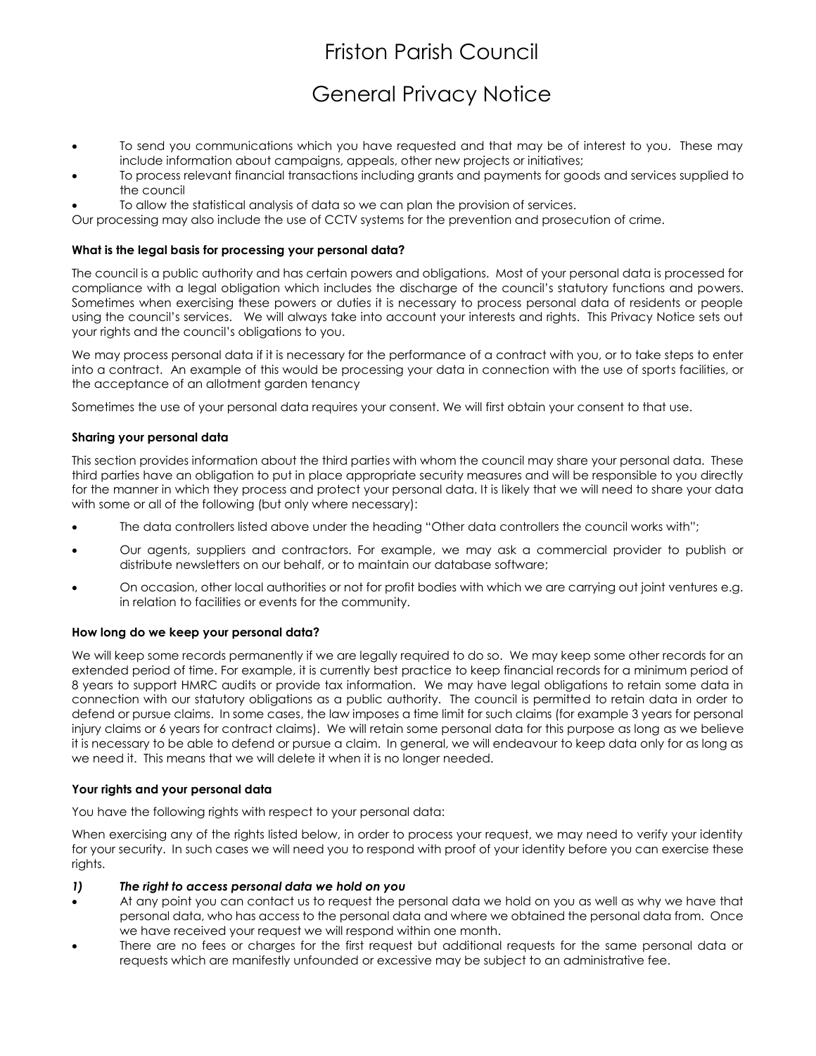- To send you communications which you have requested and that may be of interest to you. These may include information about campaigns, appeals, other new projects or initiatives;
- To process relevant financial transactions including grants and payments for goods and services supplied to the council
- To allow the statistical analysis of data so we can plan the provision of services.

Our processing may also include the use of CCTV systems for the prevention and prosecution of crime.

**What is the legal basis for processing your personal data?**

The council is a public authority and has certain powers and obligations. Most of your personal data is processed for compliance with a legal obligation which includes the discharge of the council's statutory functions and powers. Sometimes when exercising these powers or duties it is necessary to process personal data of residents or people using the council's services. We will always take into account your interests and rights. This Privacy Notice sets out your rights and the council's obligations to you.

We may process personal data if it is necessary for the performance of a contract with you, or to take steps to enter into a contract. An example of this would be processing your data in connection with the use of sports facilities, or the acceptance of an allotment garden tenancy

Sometimes the use of your personal data requires your consent. We will first obtain your consent to that use.

**Sharing your personal data**

This section provides information about the third parties with whom the council may share your personal data. These third parties have an obligation to put in place appropriate security measures and will be responsible to you directly for the manner in which they process and protect your personal data. It is likely that we will need to share your data with some or all of the following (but only where necessary):

- The data controllers listed above under the heading "Other data controllers the council works with";
- Our agents, suppliers and contractors. For example, we may ask a commercial provider to publish or distribute newsletters on our behalf, or to maintain our database software;
- On occasion, other local authorities or not for profit bodies with which we are carrying out joint ventures e.g. in relation to facilities or events for the community.

**How long do we keep your personal data?**

We will keep some records permanently if we are legally required to do so. We may keep some other records for an extended period of time. For example, it is currently best practice to keep financial records for a minimum period of 8 years to support HMRC audits or provide tax information. We may have legal obligations to retain some data in connection with our statutory obligations as a public authority. The council is permitted to retain data in order to defend or pursue claims. In some cases, the law imposes a time limit for such claims (for example 3 years for personal injury claims or 6 years for contract claims). We will retain some personal data for this purpose as long as we believe it is necessary to be able to defend or pursue a claim. In general, we will endeavour to keep data only for as long as we need it. This means that we will delete it when it is no longer needed.

**Your rights and your personal data**

You have the following rights with respect to your personal data:

When exercising any of the rights listed below, in order to process your request, we may need to verify your identity for your security. In such cases we will need you to respond with proof of your identity before you can exercise these rights.

***1) The right to access personal data we hold on you***

- At any point you can contact us to request the personal data we hold on you as well as why we have that personal data, who has access to the personal data and where we obtained the personal data from. Once we have received your request we will respond within one month.
- There are no fees or charges for the first request but additional requests for the same personal data or requests which are manifestly unfounded or excessive may be subject to an administrative fee.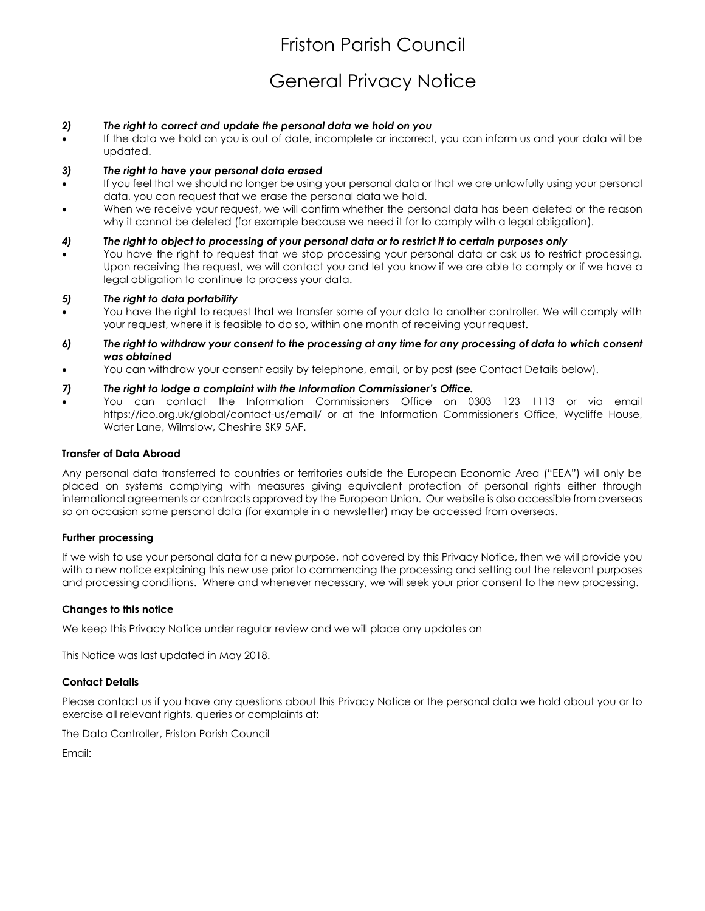***2) The right to correct and update the personal data we hold on you***

- If the data we hold on you is out of date, incomplete or incorrect, you can inform us and your data will be updated.

***3) The right to have your personal data erased***

- If you feel that we should no longer be using your personal data or that we are unlawfully using your personal data, you can request that we erase the personal data we hold.
- When we receive your request, we will confirm whether the personal data has been deleted or the reason why it cannot be deleted (for example because we need it for to comply with a legal obligation).

***4) The right to object to processing of your personal data or to restrict it to certain purposes only***

- You have the right to request that we stop processing your personal data or ask us to restrict processing. Upon receiving the request, we will contact you and let you know if we are able to comply or if we have a legal obligation to continue to process your data.

***5) The right to data portability***

- You have the right to request that we transfer some of your data to another controller. We will comply with your request, where it is feasible to do so, within one month of receiving your request.

***6) The right to withdraw your consent to the processing at any time for any processing of data to which consent was obtained***

- You can withdraw your consent easily by telephone, email, or by post (see Contact Details below).

***7) The right to lodge a complaint with the Information Commissioner's Office.***

- You can contact the Information Commissioners Office on 0303 123 1113 or via email https://ico.org.uk/global/contact-us/email/ or at the Information Commissioner's Office, Wycliffe House, Water Lane, Wilmslow, Cheshire SK9 5AF.

**Transfer of Data Abroad**

Any personal data transferred to countries or territories outside the European Economic Area ("EEA") will only be placed on systems complying with measures giving equivalent protection of personal rights either through international agreements or contracts approved by the European Union. Our website is also accessible from overseas so on occasion some personal data (for example in a newsletter) may be accessed from overseas.

**Further processing**

If we wish to use your personal data for a new purpose, not covered by this Privacy Notice, then we will provide you with a new notice explaining this new use prior to commencing the processing and setting out the relevant purposes and processing conditions. Where and whenever necessary, we will seek your prior consent to the new processing.

**Changes to this notice**

We keep this Privacy Notice under regular review and we will place any updates on

This Notice was last updated in May 2018.

**Contact Details**

Please contact us if you have any questions about this Privacy Notice or the personal data we hold about you or to exercise all relevant rights, queries or complaints at:

The Data Controller, Friston Parish Council

Email: